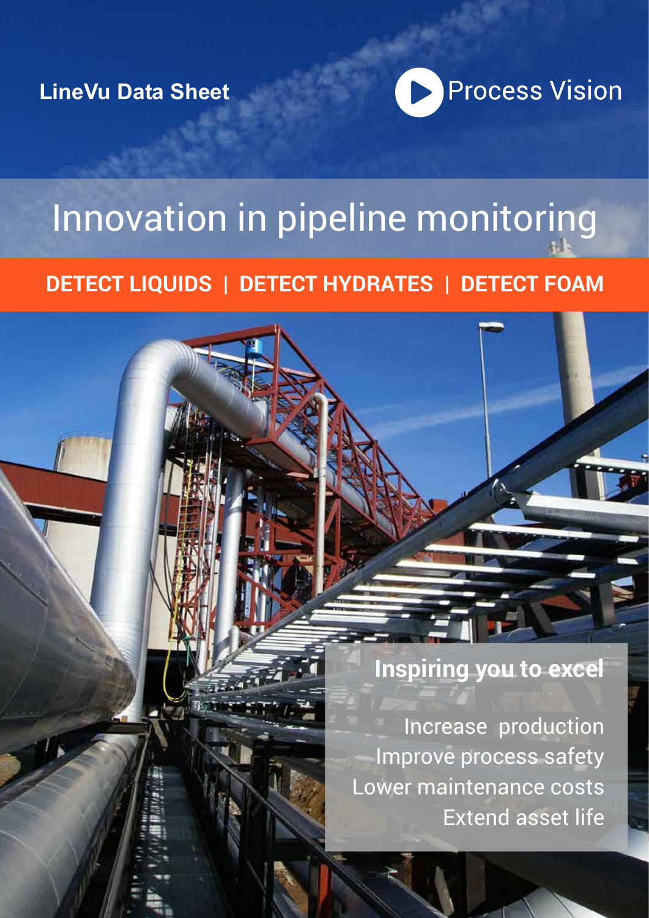LineVu Data Sheet

Process Vision

# Innovation in pipeline monitoring

**DETECT LIQUIDS | DETECT HYDRATES | DETECT FOAM**

## Inspiring you to excel

Increase production
Improve process safety
Lower maintenance costs
Extend asset life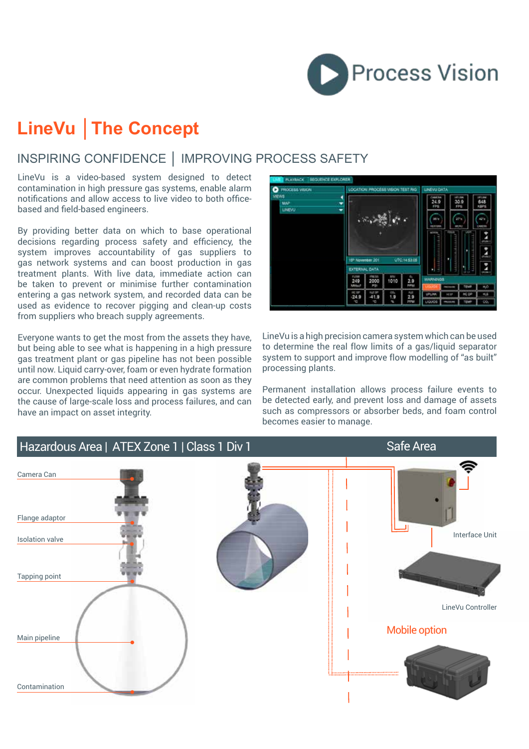# LineVu | The Concept

## INSPIRING CONFIDENCE | IMPROVING PROCESS SAFETY

LineVu is a video-based system designed to detect contamination in high pressure gas systems, enable alarm notifications and allow access to live video to both office-based and field-based engineers.

By providing better data on which to base operational decisions regarding process safety and efficiency, the system improves accountability of gas suppliers to gas network systems and can boost production in gas treatment plants. With live data, immediate action can be taken to prevent or minimise further contamination entering a gas network system, and recorded data can be used as evidence to recover pigging and clean-up costs from suppliers who breach supply agreements.

Everyone wants to get the most from the assets they have, but being able to see what is happening in a high pressure gas treatment plant or gas pipeline has not been possible until now. Liquid carry-over, foam or even hydrate formation are common problems that need attention as soon as they occur. Unexpected liquids appearing in gas systems are the cause of large-scale loss and process failures, and can have an impact on asset integrity.

LineVu is a high precision camera system which can be used to determine the real flow limits of a gas/liquid separator system to support and improve flow modelling of "as built" processing plants.

Permanent installation allows process failure events to be detected early, and prevent loss and damage of assets such as compressors or absorber beds, and foam control becomes easier to manage.

**Hazardous Area | ATEX Zone 1 | Class 1 Div 1** — **Safe Area**

Camera Can

Flange adaptor

Isolation valve

Tapping point

Main pipeline

Contamination

Interface Unit

LineVu Controller

Mobile option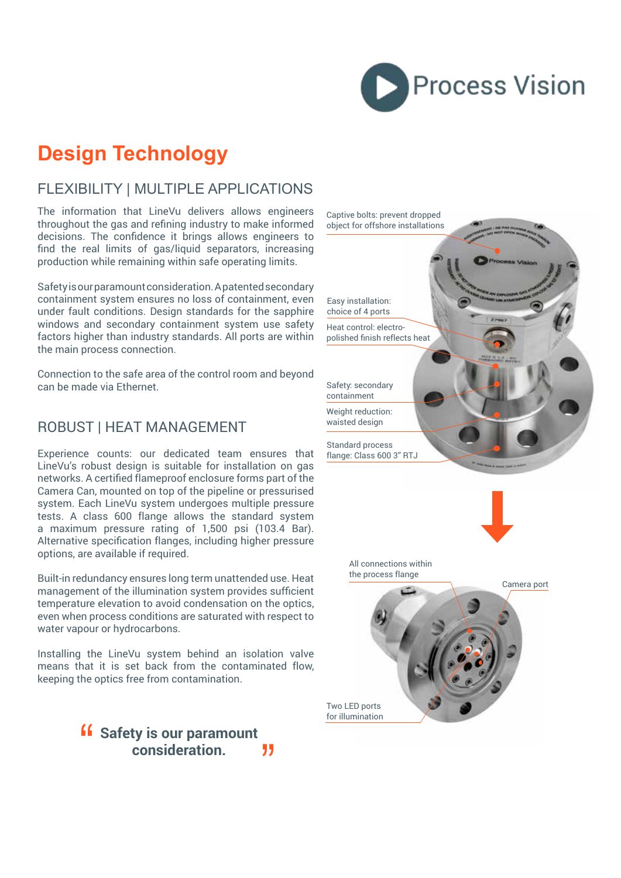# Design Technology

## FLEXIBILITY | MULTIPLE APPLICATIONS

The information that LineVu delivers allows engineers throughout the gas and refining industry to make informed decisions. The confidence it brings allows engineers to find the real limits of gas/liquid separators, increasing production while remaining within safe operating limits.

Safety is our paramount consideration. A patented secondary containment system ensures no loss of containment, even under fault conditions. Design standards for the sapphire windows and secondary containment system use safety factors higher than industry standards. All ports are within the main process connection.

Connection to the safe area of the control room and beyond can be made via Ethernet.

## ROBUST | HEAT MANAGEMENT

Experience counts: our dedicated team ensures that LineVu's robust design is suitable for installation on gas networks. A certified flameproof enclosure forms part of the Camera Can, mounted on top of the pipeline or pressurised system. Each LineVu system undergoes multiple pressure tests. A class 600 flange allows the standard system a maximum pressure rating of 1,500 psi (103.4 Bar). Alternative specification flanges, including higher pressure options, are available if required.

Built-in redundancy ensures long term unattended use. Heat management of the illumination system provides sufficient temperature elevation to avoid condensation on the optics, even when process conditions are saturated with respect to water vapour or hydrocarbons.

Installing the LineVu system behind an isolation valve means that it is set back from the contaminated flow, keeping the optics free from contamination.

> **"Safety is our paramount consideration."**

Captive bolts: prevent dropped object for offshore installations

Easy installation: choice of 4 ports

Heat control: electro-polished finish reflects heat

Safety: secondary containment

Weight reduction: waisted design

Standard process flange: Class 600 3" RTJ

All connections within the process flange

Camera port

Two LED ports for illumination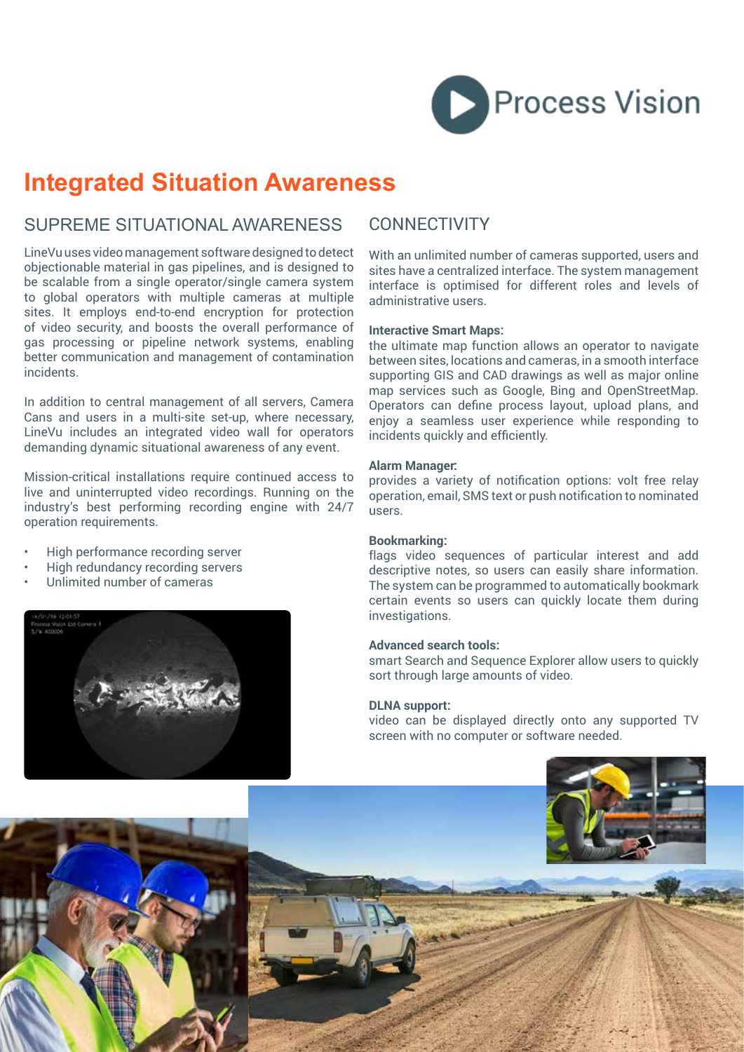Process Vision

# Integrated Situation Awareness

## SUPREME SITUATIONAL AWARENESS

LineVu uses video management software designed to detect objectionable material in gas pipelines, and is designed to be scalable from a single operator/single camera system to global operators with multiple cameras at multiple sites. It employs end-to-end encryption for protection of video security, and boosts the overall performance of gas processing or pipeline network systems, enabling better communication and management of contamination incidents.

In addition to central management of all servers, Camera Cans and users in a multi-site set-up, where necessary, LineVu includes an integrated video wall for operators demanding dynamic situational awareness of any event.

Mission-critical installations require continued access to live and uninterrupted video recordings. Running on the industry's best performing recording engine with 24/7 operation requirements.

- High performance recording server
- High redundancy recording servers
- Unlimited number of cameras

## CONNECTIVITY

With an unlimited number of cameras supported, users and sites have a centralized interface. The system management interface is optimised for different roles and levels of administrative users.

**Interactive Smart Maps:**
the ultimate map function allows an operator to navigate between sites, locations and cameras, in a smooth interface supporting GIS and CAD drawings as well as major online map services such as Google, Bing and OpenStreetMap. Operators can define process layout, upload plans, and enjoy a seamless user experience while responding to incidents quickly and efficiently.

**Alarm Manager:**
provides a variety of notification options: volt free relay operation, email, SMS text or push notification to nominated users.

**Bookmarking:**
flags video sequences of particular interest and add descriptive notes, so users can easily share information. The system can be programmed to automatically bookmark certain events so users can quickly locate them during investigations.

**Advanced search tools:**
smart Search and Sequence Explorer allow users to quickly sort through large amounts of video.

**DLNA support:**
video can be displayed directly onto any supported TV screen with no computer or software needed.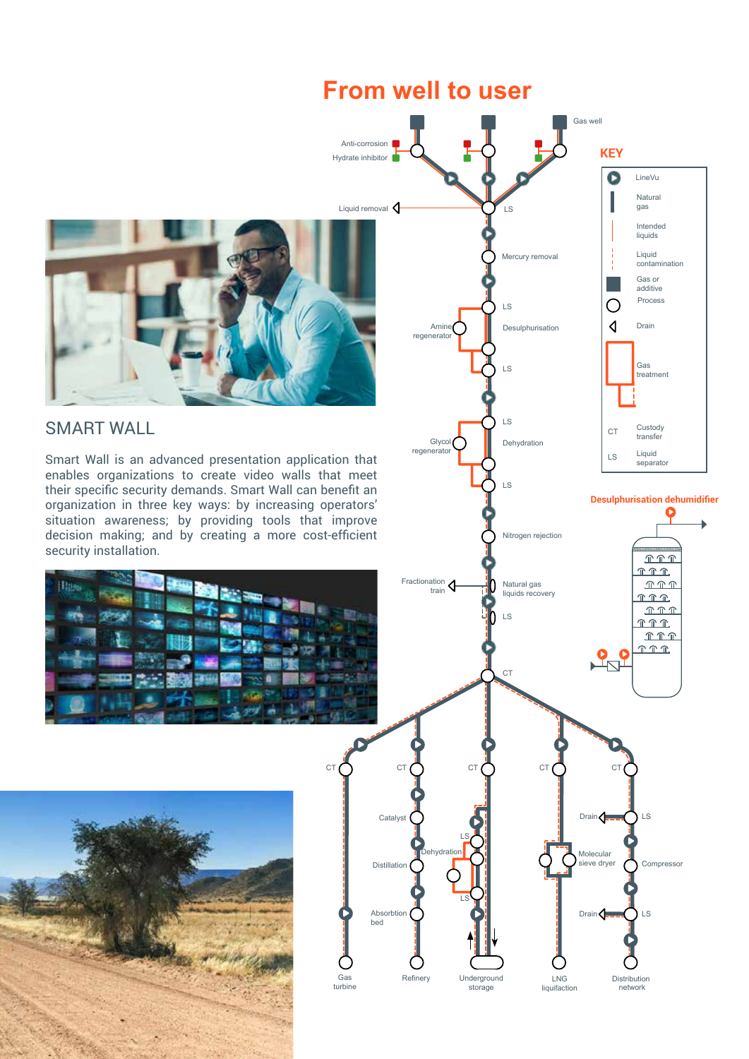## From well to user

## SMART WALL

Smart Wall is an advanced presentation application that enables organizations to create video walls that meet their specific security demands. Smart Wall can benefit an organization in three key ways: by increasing operators' situation awareness; by providing tools that improve decision making; and by creating a more cost-efficient security installation.

Gas well

Anti-corrosion

Hydrate inhibitor

Liquid removal

LS

Mercury removal

LS

Amine regenerator

Desulphurisation

LS

LS

Glycol regenerator

Dehydration

LS

Nitrogen rejection

Fractionation train

Natural gas liquids recovery

LS

CT

CT

CT

CT

CT

CT

Catalyst

LS

Dehydration

Distillation

LS

Absorbtion bed

Drain

LS

Molecular sieve dryer

Compressor

Drain

LS

Gas turbine

Refinery

Underground storage

LNG liquifaction

Distribution network

### KEY

- LineVu
- Natural gas
- Intended liquids
- Liquid contamination
- Gas or additive
- Process
- Drain
- Gas treatment
- CT — Custody transfer
- LS — Liquid separator

### Desulphurisation dehumidifier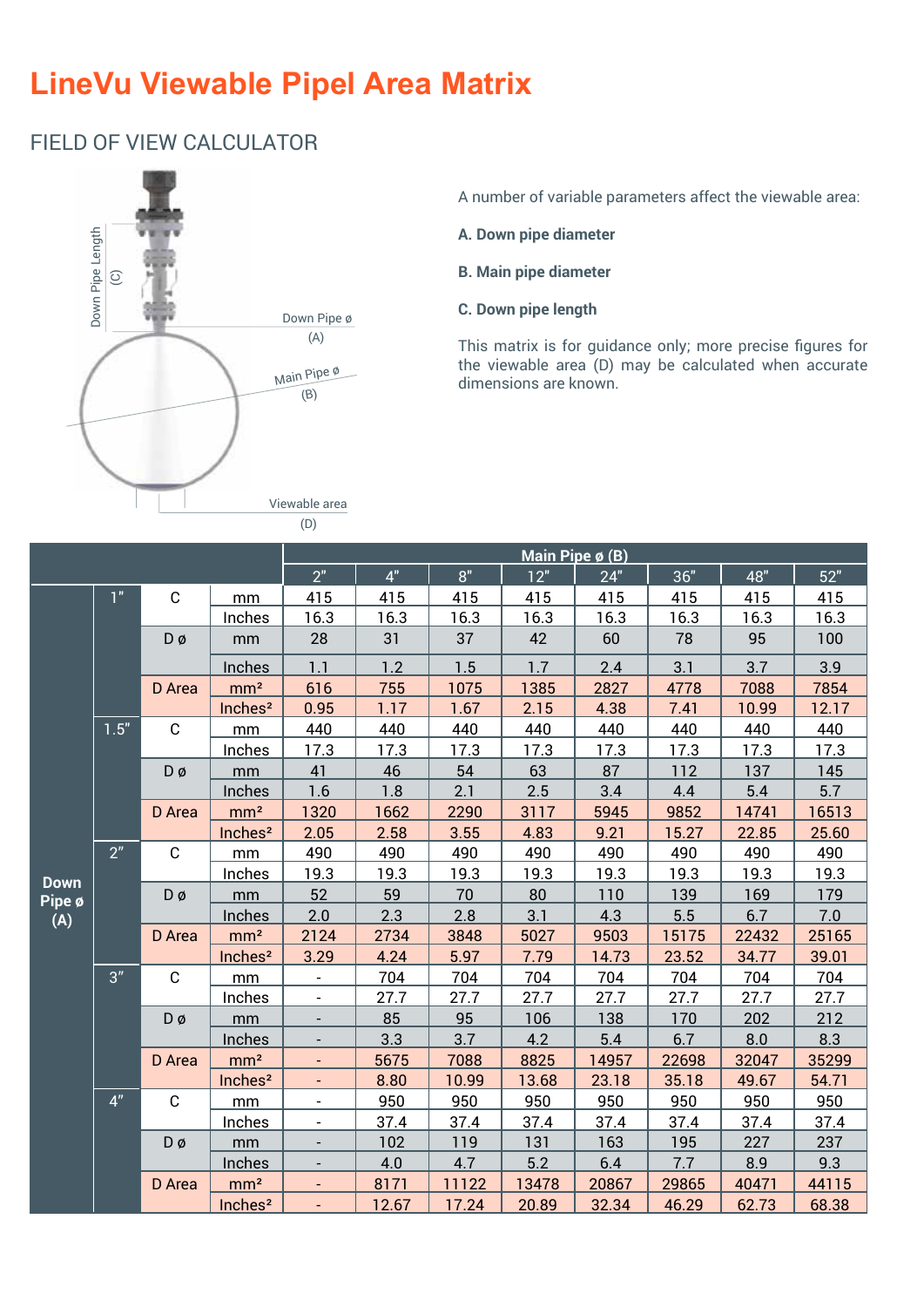# LineVu Viewable Pipel Area Matrix

## FIELD OF VIEW CALCULATOR

A number of variable parameters affect the viewable area:

**A. Down pipe diameter**

**B. Main pipe diameter**

**C. Down pipe length**

This matrix is for guidance only; more precise figures for the viewable area (D) may be calculated when accurate dimensions are known.

| | | | | Main Pipe ø (B) | | | | | | | |
|---|---|---|---|---|---|---|---|---|---|---|---|
| | | | | 2" | 4" | 8" | 12" | 24" | 36" | 48" | 52" |
| Down Pipe ø (A) | 1" | C | mm | 415 | 415 | 415 | 415 | 415 | 415 | 415 | 415 |
| | | | Inches | 16.3 | 16.3 | 16.3 | 16.3 | 16.3 | 16.3 | 16.3 | 16.3 |
| | | D ø | mm | 28 | 31 | 37 | 42 | 60 | 78 | 95 | 100 |
| | | | Inches | 1.1 | 1.2 | 1.5 | 1.7 | 2.4 | 3.1 | 3.7 | 3.9 |
| | | D Area | mm² | 616 | 755 | 1075 | 1385 | 2827 | 4778 | 7088 | 7854 |
| | | | Inches² | 0.95 | 1.17 | 1.67 | 2.15 | 4.38 | 7.41 | 10.99 | 12.17 |
| | 1.5" | C | mm | 440 | 440 | 440 | 440 | 440 | 440 | 440 | 440 |
| | | | Inches | 17.3 | 17.3 | 17.3 | 17.3 | 17.3 | 17.3 | 17.3 | 17.3 |
| | | D ø | mm | 41 | 46 | 54 | 63 | 87 | 112 | 137 | 145 |
| | | | Inches | 1.6 | 1.8 | 2.1 | 2.5 | 3.4 | 4.4 | 5.4 | 5.7 |
| | | D Area | mm² | 1320 | 1662 | 2290 | 3117 | 5945 | 9852 | 14741 | 16513 |
| | | | Inches² | 2.05 | 2.58 | 3.55 | 4.83 | 9.21 | 15.27 | 22.85 | 25.60 |
| | 2" | C | mm | 490 | 490 | 490 | 490 | 490 | 490 | 490 | 490 |
| | | | Inches | 19.3 | 19.3 | 19.3 | 19.3 | 19.3 | 19.3 | 19.3 | 19.3 |
| | | D ø | mm | 52 | 59 | 70 | 80 | 110 | 139 | 169 | 179 |
| | | | Inches | 2.0 | 2.3 | 2.8 | 3.1 | 4.3 | 5.5 | 6.7 | 7.0 |
| | | D Area | mm² | 2124 | 2734 | 3848 | 5027 | 9503 | 15175 | 22432 | 25165 |
| | | | Inches² | 3.29 | 4.24 | 5.97 | 7.79 | 14.73 | 23.52 | 34.77 | 39.01 |
| | 3" | C | mm | - | 704 | 704 | 704 | 704 | 704 | 704 | 704 |
| | | | Inches | - | 27.7 | 27.7 | 27.7 | 27.7 | 27.7 | 27.7 | 27.7 |
| | | D ø | mm | - | 85 | 95 | 106 | 138 | 170 | 202 | 212 |
| | | | Inches | - | 3.3 | 3.7 | 4.2 | 5.4 | 6.7 | 8.0 | 8.3 |
| | | D Area | mm² | - | 5675 | 7088 | 8825 | 14957 | 22698 | 32047 | 35299 |
| | | | Inches² | - | 8.80 | 10.99 | 13.68 | 23.18 | 35.18 | 49.67 | 54.71 |
| | 4" | C | mm | - | 950 | 950 | 950 | 950 | 950 | 950 | 950 |
| | | | Inches | - | 37.4 | 37.4 | 37.4 | 37.4 | 37.4 | 37.4 | 37.4 |
| | | D ø | mm | - | 102 | 119 | 131 | 163 | 195 | 227 | 237 |
| | | | Inches | - | 4.0 | 4.7 | 5.2 | 6.4 | 7.7 | 8.9 | 9.3 |
| | | D Area | mm² | - | 8171 | 11122 | 13478 | 20867 | 29865 | 40471 | 44115 |
| | | | Inches² | - | 12.67 | 17.24 | 20.89 | 32.34 | 46.29 | 62.73 | 68.38 |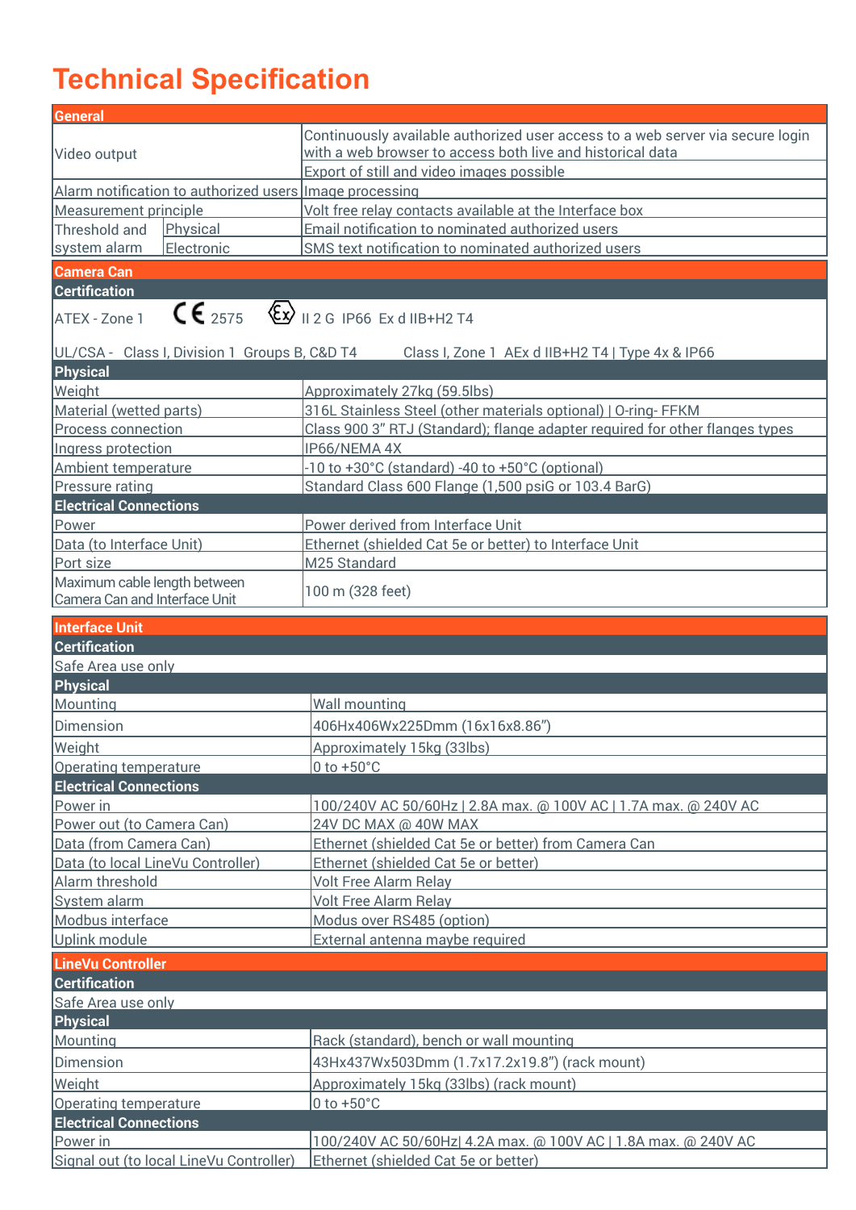# Technical Specification

| General | | |
|---|---|---|
| Video output | | Continuously available authorized user access to a web server via secure login with a web browser to access both live and historical data |
| | | Export of still and video images possible |
| Alarm notification to authorized users | | Image processing |
| Measurement principle | | Volt free relay contacts available at the Interface box |
| Threshold and system alarm | Physical | Email notification to nominated authorized users |
| | Electronic | SMS text notification to nominated authorized users |

| Camera Can | |
|---|---|
| **Certification** | |
| ATEX - Zone 1 CE 2575 Ex II 2 G IP66 Ex d IIB+H2 T4 | |
| UL/CSA - Class I, Division 1 Groups B, C&D T4 Class I, Zone 1 AEx d IIB+H2 T4 \| Type 4x & IP66 | |
| **Physical** | |
| Weight | Approximately 27kg (59.5lbs) |
| Material (wetted parts) | 316L Stainless Steel (other materials optional) \| O-ring- FFKM |
| Process connection | Class 900 3" RTJ (Standard); flange adapter required for other flanges types |
| Ingress protection | IP66/NEMA 4X |
| Ambient temperature | -10 to +30°C (standard) -40 to +50°C (optional) |
| Pressure rating | Standard Class 600 Flange (1,500 psiG or 103.4 BarG) |
| **Electrical Connections** | |
| Power | Power derived from Interface Unit |
| Data (to Interface Unit) | Ethernet (shielded Cat 5e or better) to Interface Unit |
| Port size | M25 Standard |
| Maximum cable length between Camera Can and Interface Unit | 100 m (328 feet) |

| Interface Unit | |
|---|---|
| **Certification** | |
| Safe Area use only | |
| **Physical** | |
| Mounting | Wall mounting |
| Dimension | 406Hx406Wx225Dmm (16x16x8.86") |
| Weight | Approximately 15kg (33lbs) |
| Operating temperature | 0 to +50°C |
| **Electrical Connections** | |
| Power in | 100/240V AC 50/60Hz \| 2.8A max. @ 100V AC \| 1.7A max. @ 240V AC |
| Power out (to Camera Can) | 24V DC MAX @ 40W MAX |
| Data (from Camera Can) | Ethernet (shielded Cat 5e or better) from Camera Can |
| Data (to local LineVu Controller) | Ethernet (shielded Cat 5e or better) |
| Alarm threshold | Volt Free Alarm Relay |
| System alarm | Volt Free Alarm Relay |
| Modbus interface | Modus over RS485 (option) |
| Uplink module | External antenna maybe required |

| LineVu Controller | |
|---|---|
| **Certification** | |
| Safe Area use only | |
| **Physical** | |
| Mounting | Rack (standard), bench or wall mounting |
| Dimension | 43Hx437Wx503Dmm (1.7x17.2x19.8") (rack mount) |
| Weight | Approximately 15kg (33lbs) (rack mount) |
| Operating temperature | 0 to +50°C |
| **Electrical Connections** | |
| Power in | 100/240V AC 50/60Hz\| 4.2A max. @ 100V AC \| 1.8A max. @ 240V AC |
| Signal out (to local LineVu Controller) | Ethernet (shielded Cat 5e or better) |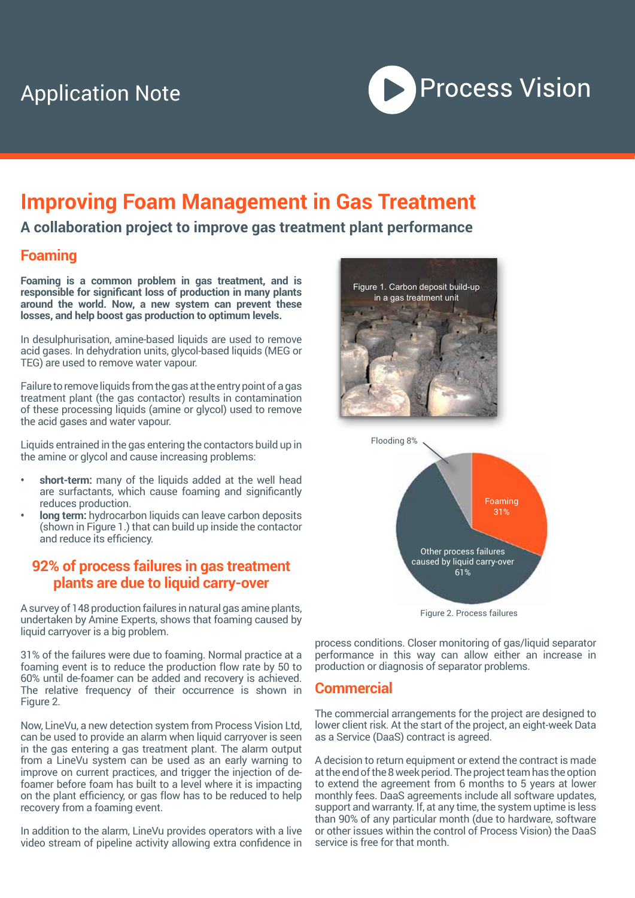Application Note

Process Vision

# Improving Foam Management in Gas Treatment

## A collaboration project to improve gas treatment plant performance

### Foaming

**Foaming is a common problem in gas treatment, and is responsible for significant loss of production in many plants around the world. Now, a new system can prevent these losses, and help boost gas production to optimum levels.**

In desulphurisation, amine-based liquids are used to remove acid gases. In dehydration units, glycol-based liquids (MEG or TEG) are used to remove water vapour.

Failure to remove liquids from the gas at the entry point of a gas treatment plant (the gas contactor) results in contamination of these processing liquids (amine or glycol) used to remove the acid gases and water vapour.

Liquids entrained in the gas entering the contactors build up in the amine or glycol and cause increasing problems:

- **short-term:** many of the liquids added at the well head are surfactants, which cause foaming and significantly reduces production.
- **long term:** hydrocarbon liquids can leave carbon deposits (shown in Figure 1.) that can build up inside the contactor and reduce its efficiency.

Figure 1. Carbon deposit build-up in a gas treatment unit

### 92% of process failures in gas treatment plants are due to liquid carry-over

A survey of 148 production failures in natural gas amine plants, undertaken by Amine Experts, shows that foaming caused by liquid carryover is a big problem.

31% of the failures were due to foaming. Normal practice at a foaming event is to reduce the production flow rate by 50 to 60% until de-foamer can be added and recovery is achieved. The relative frequency of their occurrence is shown in Figure 2.

Flooding 8%

Foaming 31%

Other process failures caused by liquid carry-over 61%

Figure 2. Process failures

Now, LineVu, a new detection system from Process Vision Ltd, can be used to provide an alarm when liquid carryover is seen in the gas entering a gas treatment plant. The alarm output from a LineVu system can be used as an early warning to improve on current practices, and trigger the injection of de-foamer before foam has built to a level where it is impacting on the plant efficiency, or gas flow has to be reduced to help recovery from a foaming event.

In addition to the alarm, LineVu provides operators with a live video stream of pipeline activity allowing extra confidence in process conditions. Closer monitoring of gas/liquid separator performance in this way can allow either an increase in production or diagnosis of separator problems.

### Commercial

The commercial arrangements for the project are designed to lower client risk. At the start of the project, an eight-week Data as a Service (DaaS) contract is agreed.

A decision to return equipment or extend the contract is made at the end of the 8 week period. The project team has the option to extend the agreement from 6 months to 5 years at lower monthly fees. DaaS agreements include all software updates, support and warranty. If, at any time, the system uptime is less than 90% of any particular month (due to hardware, software or other issues within the control of Process Vision) the DaaS service is free for that month.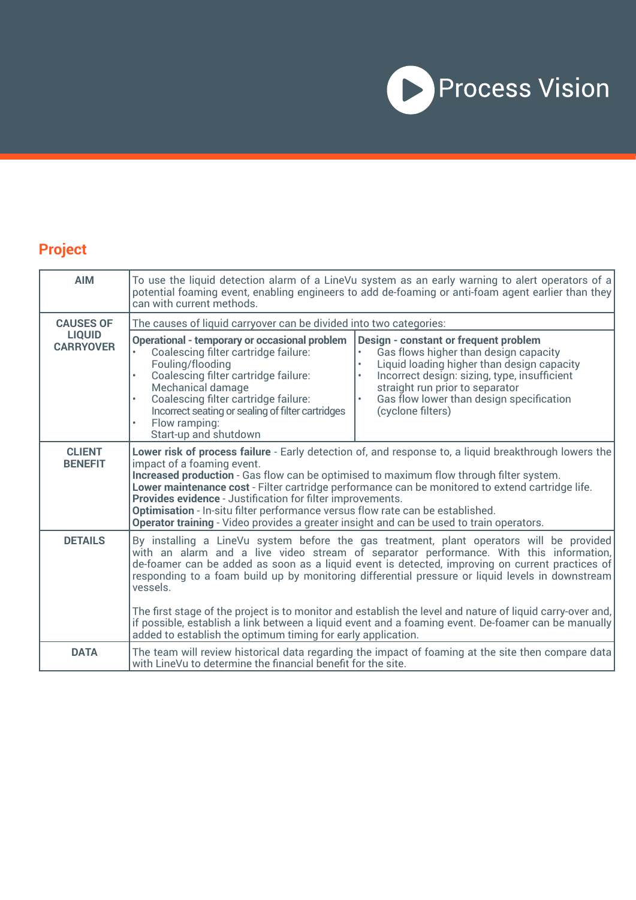## Project

| | | |
|---|---|---|
| **AIM** | To use the liquid detection alarm of a LineVu system as an early warning to alert operators of a potential foaming event, enabling engineers to add de-foaming or anti-foam agent earlier than they can with current methods. | |
| **CAUSES OF LIQUID CARRYOVER** | The causes of liquid carryover can be divided into two categories: | |
| | **Operational - temporary or occasional problem**<br>• Coalescing filter cartridge failure: Fouling/flooding<br>• Coalescing filter cartridge failure: Mechanical damage<br>• Coalescing filter cartridge failure: Incorrect seating or sealing of filter cartridges<br>• Flow ramping: Start-up and shutdown | **Design - constant or frequent problem**<br>• Gas flows higher than design capacity<br>• Liquid loading higher than design capacity<br>• Incorrect design: sizing, type, insufficient straight run prior to separator<br>• Gas flow lower than design specification (cyclone filters) |
| **CLIENT BENEFIT** | **Lower risk of process failure** - Early detection of, and response to, a liquid breakthrough lowers the impact of a foaming event.<br>**Increased production** - Gas flow can be optimised to maximum flow through filter system.<br>**Lower maintenance cost** - Filter cartridge performance can be monitored to extend cartridge life.<br>**Provides evidence** - Justification for filter improvements.<br>**Optimisation** - In-situ filter performance versus flow rate can be established.<br>**Operator training** - Video provides a greater insight and can be used to train operators. | |
| **DETAILS** | By installing a LineVu system before the gas treatment, plant operators will be provided with an alarm and a live video stream of separator performance. With this information, de-foamer can be added as soon as a liquid event is detected, improving on current practices of responding to a foam build up by monitoring differential pressure or liquid levels in downstream vessels.<br><br>The first stage of the project is to monitor and establish the level and nature of liquid carry-over and, if possible, establish a link between a liquid event and a foaming event. De-foamer can be manually added to establish the optimum timing for early application. | |
| **DATA** | The team will review historical data regarding the impact of foaming at the site then compare data with LineVu to determine the financial benefit for the site. | |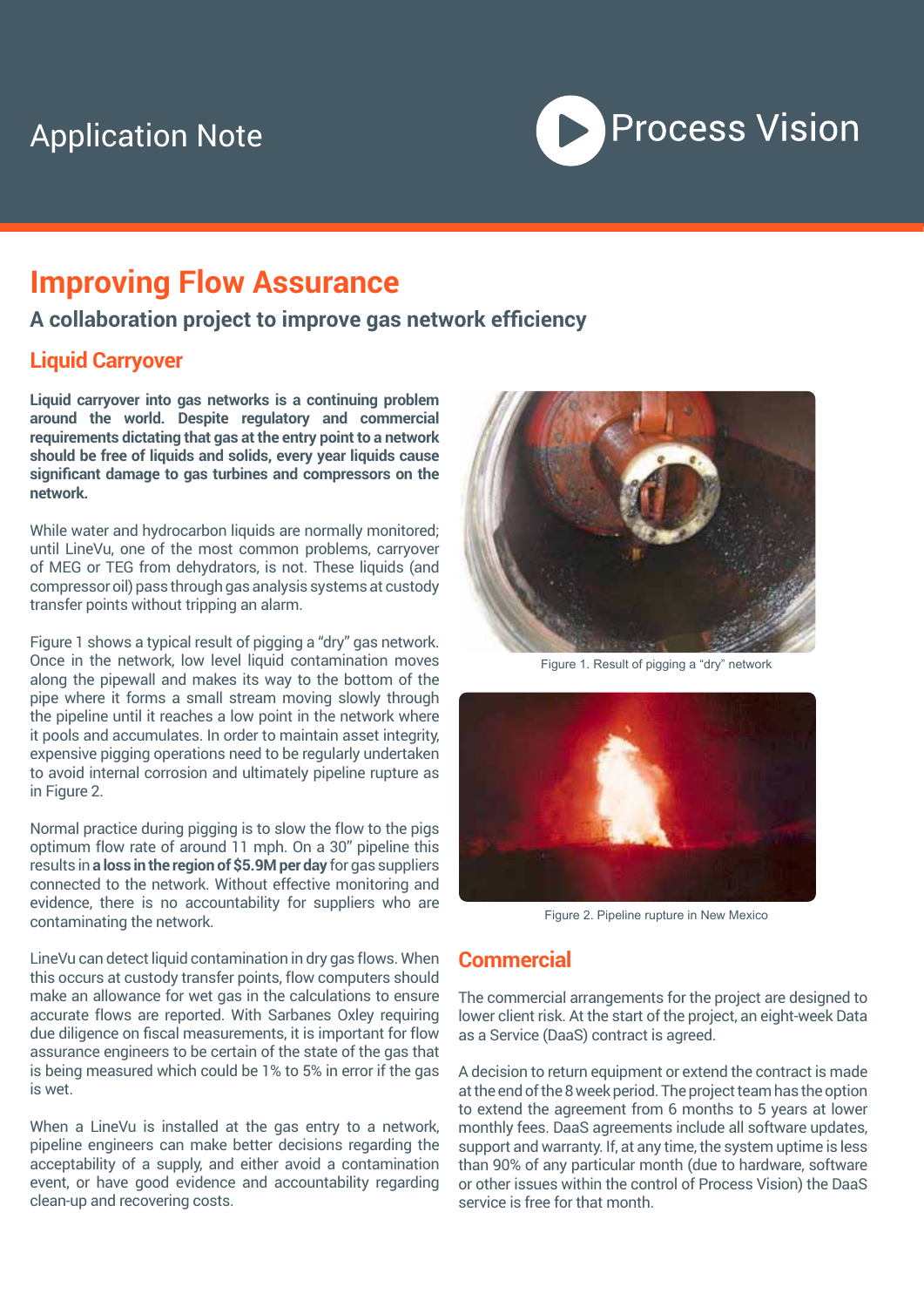Application Note

Process Vision

# Improving Flow Assurance

## A collaboration project to improve gas network efficiency

### Liquid Carryover

**Liquid carryover into gas networks is a continuing problem around the world. Despite regulatory and commercial requirements dictating that gas at the entry point to a network should be free of liquids and solids, every year liquids cause significant damage to gas turbines and compressors on the network.**

While water and hydrocarbon liquids are normally monitored; until LineVu, one of the most common problems, carryover of MEG or TEG from dehydrators, is not. These liquids (and compressor oil) pass through gas analysis systems at custody transfer points without tripping an alarm.

Figure 1 shows a typical result of pigging a "dry" gas network. Once in the network, low level liquid contamination moves along the pipewall and makes its way to the bottom of the pipe where it forms a small stream moving slowly through the pipeline until it reaches a low point in the network where it pools and accumulates. In order to maintain asset integrity, expensive pigging operations need to be regularly undertaken to avoid internal corrosion and ultimately pipeline rupture as in Figure 2.

Normal practice during pigging is to slow the flow to the pigs optimum flow rate of around 11 mph. On a 30" pipeline this results in **a loss in the region of $5.9M per day** for gas suppliers connected to the network. Without effective monitoring and evidence, there is no accountability for suppliers who are contaminating the network.

LineVu can detect liquid contamination in dry gas flows. When this occurs at custody transfer points, flow computers should make an allowance for wet gas in the calculations to ensure accurate flows are reported. With Sarbanes Oxley requiring due diligence on fiscal measurements, it is important for flow assurance engineers to be certain of the state of the gas that is being measured which could be 1% to 5% in error if the gas is wet.

When a LineVu is installed at the gas entry to a network, pipeline engineers can make better decisions regarding the acceptability of a supply, and either avoid a contamination event, or have good evidence and accountability regarding clean-up and recovering costs.

Figure 1. Result of pigging a "dry" network

Figure 2. Pipeline rupture in New Mexico

### Commercial

The commercial arrangements for the project are designed to lower client risk. At the start of the project, an eight-week Data as a Service (DaaS) contract is agreed.

A decision to return equipment or extend the contract is made at the end of the 8 week period. The project team has the option to extend the agreement from 6 months to 5 years at lower monthly fees. DaaS agreements include all software updates, support and warranty. If, at any time, the system uptime is less than 90% of any particular month (due to hardware, software or other issues within the control of Process Vision) the DaaS service is free for that month.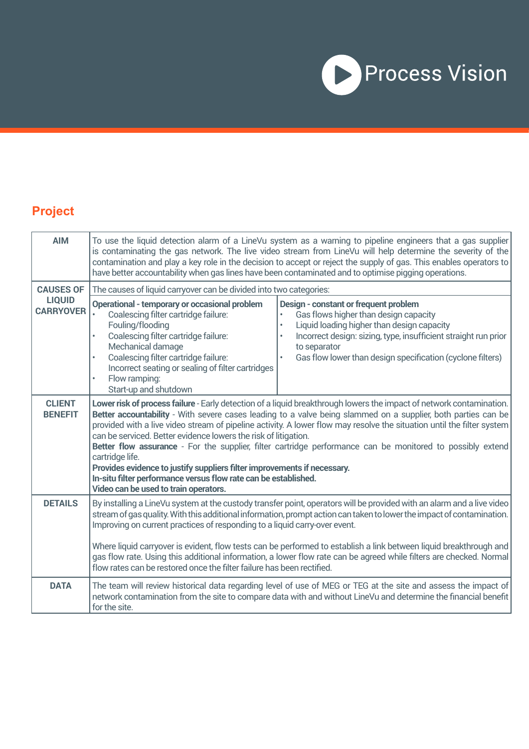## Project

| | | |
|---|---|---|
| **AIM** | To use the liquid detection alarm of a LineVu system as a warning to pipeline engineers that a gas supplier is contaminating the gas network. The live video stream from LineVu will help determine the severity of the contamination and play a key role in the decision to accept or reject the supply of gas. This enables operators to have better accountability when gas lines have been contaminated and to optimise pigging operations. | |
| **CAUSES OF LIQUID CARRYOVER** | The causes of liquid carryover can be divided into two categories: | |
| | **Operational - temporary or occasional problem**<br>• Coalescing filter cartridge failure: Fouling/flooding<br>• Coalescing filter cartridge failure: Mechanical damage<br>• Coalescing filter cartridge failure: Incorrect seating or sealing of filter cartridges<br>• Flow ramping: Start-up and shutdown | **Design - constant or frequent problem**<br>• Gas flows higher than design capacity<br>• Liquid loading higher than design capacity<br>• Incorrect design: sizing, type, insufficient straight run prior to separator<br>• Gas flow lower than design specification (cyclone filters) |
| **CLIENT BENEFIT** | **Lower risk of process failure** - Early detection of a liquid breakthrough lowers the impact of network contamination.<br>**Better accountability** - With severe cases leading to a valve being slammed on a supplier, both parties can be provided with a live video stream of pipeline activity. A lower flow may resolve the situation until the filter system can be serviced. Better evidence lowers the risk of litigation.<br>**Better flow assurance** - For the supplier, filter cartridge performance can be monitored to possibly extend cartridge life.<br>**Provides evidence to justify suppliers filter improvements if necessary.**<br>**In-situ filter performance versus flow rate can be established.**<br>**Video can be used to train operators.** | |
| **DETAILS** | By installing a LineVu system at the custody transfer point, operators will be provided with an alarm and a live video stream of gas quality. With this additional information, prompt action can taken to lower the impact of contamination. Improving on current practices of responding to a liquid carry-over event.<br><br>Where liquid carryover is evident, flow tests can be performed to establish a link between liquid breakthrough and gas flow rate. Using this additional information, a lower flow rate can be agreed while filters are checked. Normal flow rates can be restored once the filter failure has been rectified. | |
| **DATA** | The team will review historical data regarding level of use of MEG or TEG at the site and assess the impact of network contamination from the site to compare data with and without LineVu and determine the financial benefit for the site. | |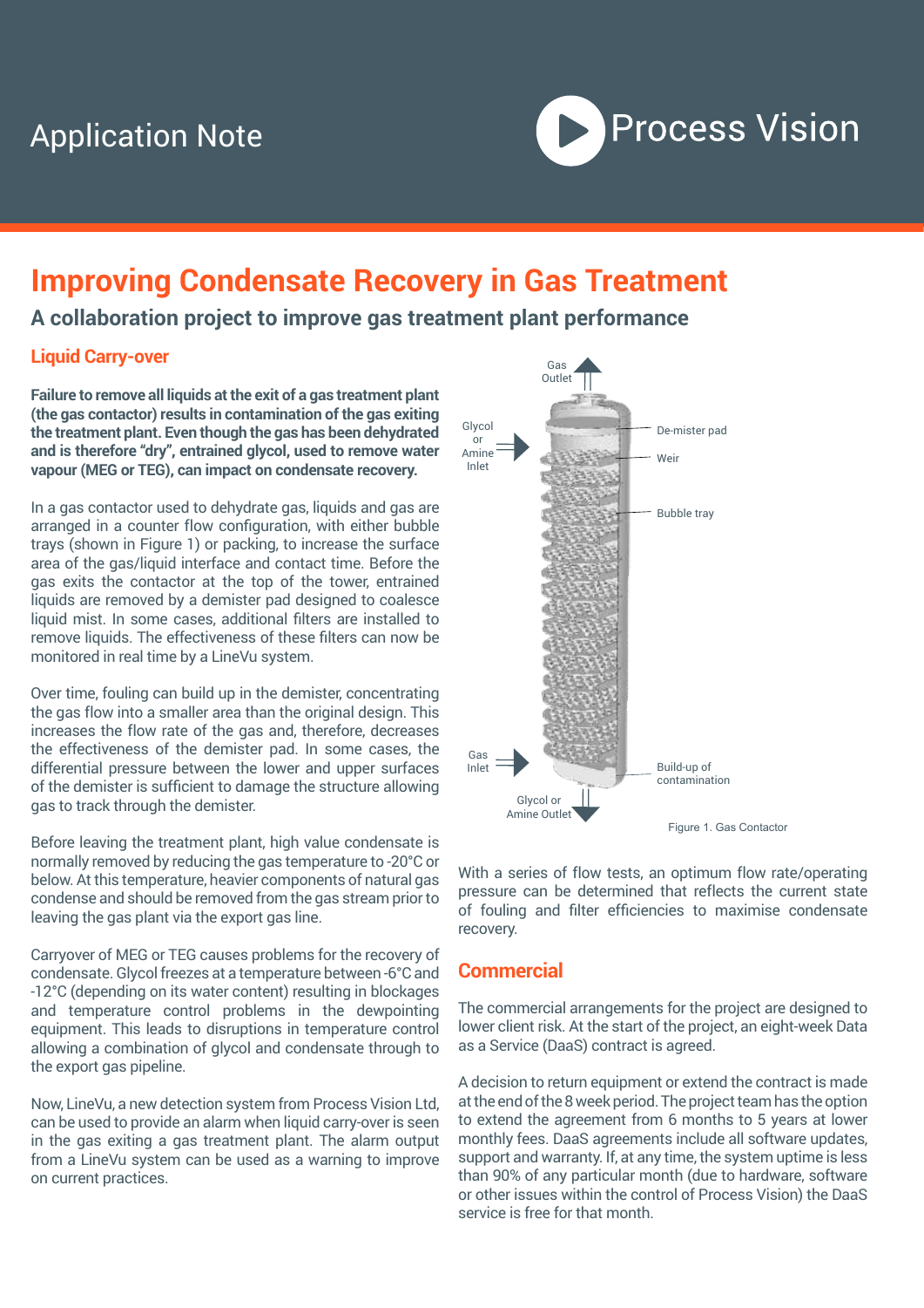Application Note

# Improving Condensate Recovery in Gas Treatment

## A collaboration project to improve gas treatment plant performance

### Liquid Carry-over

**Failure to remove all liquids at the exit of a gas treatment plant (the gas contactor) results in contamination of the gas exiting the treatment plant. Even though the gas has been dehydrated and is therefore “dry”, entrained glycol, used to remove water vapour (MEG or TEG), can impact on condensate recovery.**

In a gas contactor used to dehydrate gas, liquids and gas are arranged in a counter flow configuration, with either bubble trays (shown in Figure 1) or packing, to increase the surface area of the gas/liquid interface and contact time. Before the gas exits the contactor at the top of the tower, entrained liquids are removed by a demister pad designed to coalesce liquid mist. In some cases, additional filters are installed to remove liquids. The effectiveness of these filters can now be monitored in real time by a LineVu system.

Over time, fouling can build up in the demister, concentrating the gas flow into a smaller area than the original design. This increases the flow rate of the gas and, therefore, decreases the effectiveness of the demister pad. In some cases, the differential pressure between the lower and upper surfaces of the demister is sufficient to damage the structure allowing gas to track through the demister.

Before leaving the treatment plant, high value condensate is normally removed by reducing the gas temperature to -20°C or below. At this temperature, heavier components of natural gas condense and should be removed from the gas stream prior to leaving the gas plant via the export gas line.

Carryover of MEG or TEG causes problems for the recovery of condensate. Glycol freezes at a temperature between -6°C and -12°C (depending on its water content) resulting in blockages and temperature control problems in the dewpointing equipment. This leads to disruptions in temperature control allowing a combination of glycol and condensate through to the export gas pipeline.

Now, LineVu, a new detection system from Process Vision Ltd, can be used to provide an alarm when liquid carry-over is seen in the gas exiting a gas treatment plant. The alarm output from a LineVu system can be used as a warning to improve on current practices.

Gas Outlet — Glycol or Amine Inlet — De-mister pad — Weir — Bubble tray — Gas Inlet — Build-up of contamination — Glycol or Amine Outlet

Figure 1. Gas Contactor

With a series of flow tests, an optimum flow rate/operating pressure can be determined that reflects the current state of fouling and filter efficiencies to maximise condensate recovery.

### Commercial

The commercial arrangements for the project are designed to lower client risk. At the start of the project, an eight-week Data as a Service (DaaS) contract is agreed.

A decision to return equipment or extend the contract is made at the end of the 8 week period. The project team has the option to extend the agreement from 6 months to 5 years at lower monthly fees. DaaS agreements include all software updates, support and warranty. If, at any time, the system uptime is less than 90% of any particular month (due to hardware, software or other issues within the control of Process Vision) the DaaS service is free for that month.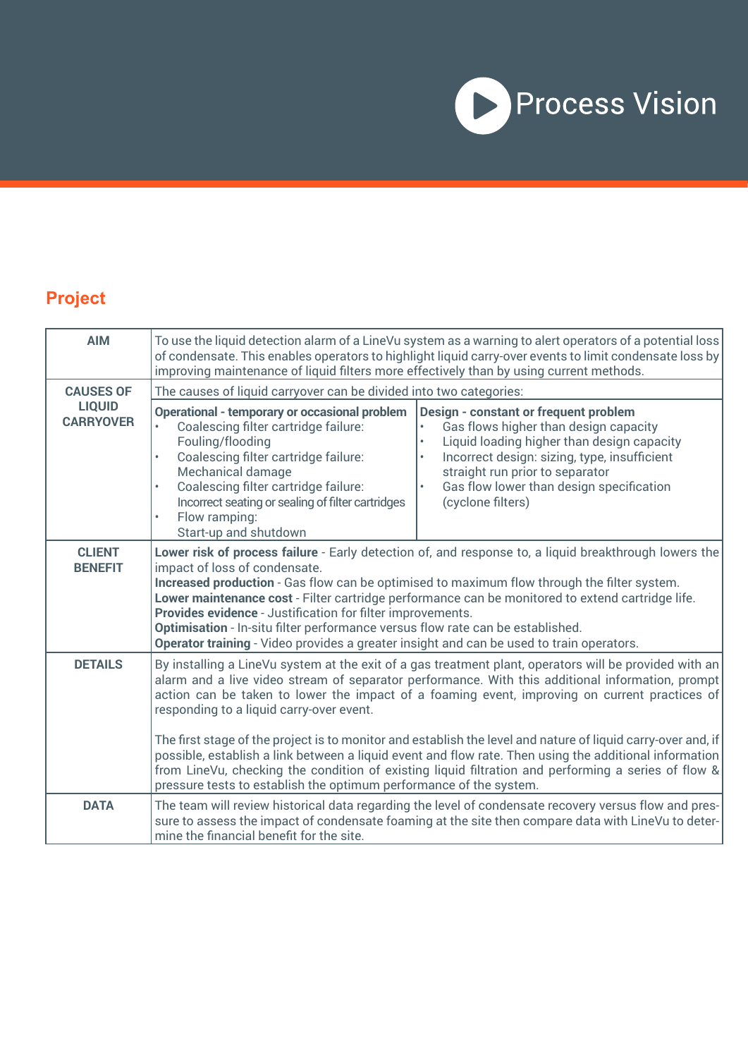## Project

| | | |
|---|---|---|
| **AIM** | To use the liquid detection alarm of a LineVu system as a warning to alert operators of a potential loss of condensate. This enables operators to highlight liquid carry-over events to limit condensate loss by improving maintenance of liquid filters more effectively than by using current methods. | |
| **CAUSES OF LIQUID CARRYOVER** | The causes of liquid carryover can be divided into two categories: | |
| | **Operational - temporary or occasional problem**<br>• Coalescing filter cartridge failure: Fouling/flooding<br>• Coalescing filter cartridge failure: Mechanical damage<br>• Coalescing filter cartridge failure: Incorrect seating or sealing of filter cartridges<br>• Flow ramping: Start-up and shutdown | **Design - constant or frequent problem**<br>• Gas flows higher than design capacity<br>• Liquid loading higher than design capacity<br>• Incorrect design: sizing, type, insufficient straight run prior to separator<br>• Gas flow lower than design specification (cyclone filters) |
| **CLIENT BENEFIT** | **Lower risk of process failure** - Early detection of, and response to, a liquid breakthrough lowers the impact of loss of condensate.<br>**Increased production** - Gas flow can be optimised to maximum flow through the filter system.<br>**Lower maintenance cost** - Filter cartridge performance can be monitored to extend cartridge life.<br>**Provides evidence** - Justification for filter improvements.<br>**Optimisation** - In-situ filter performance versus flow rate can be established.<br>**Operator training** - Video provides a greater insight and can be used to train operators. | |
| **DETAILS** | By installing a LineVu system at the exit of a gas treatment plant, operators will be provided with an alarm and a live video stream of separator performance. With this additional information, prompt action can be taken to lower the impact of a foaming event, improving on current practices of responding to a liquid carry-over event.<br><br>The first stage of the project is to monitor and establish the level and nature of liquid carry-over and, if possible, establish a link between a liquid event and flow rate. Then using the additional information from LineVu, checking the condition of existing liquid filtration and performing a series of flow & pressure tests to establish the optimum performance of the system. | |
| **DATA** | The team will review historical data regarding the level of condensate recovery versus flow and pressure to assess the impact of condensate foaming at the site then compare data with LineVu to determine the financial benefit for the site. | |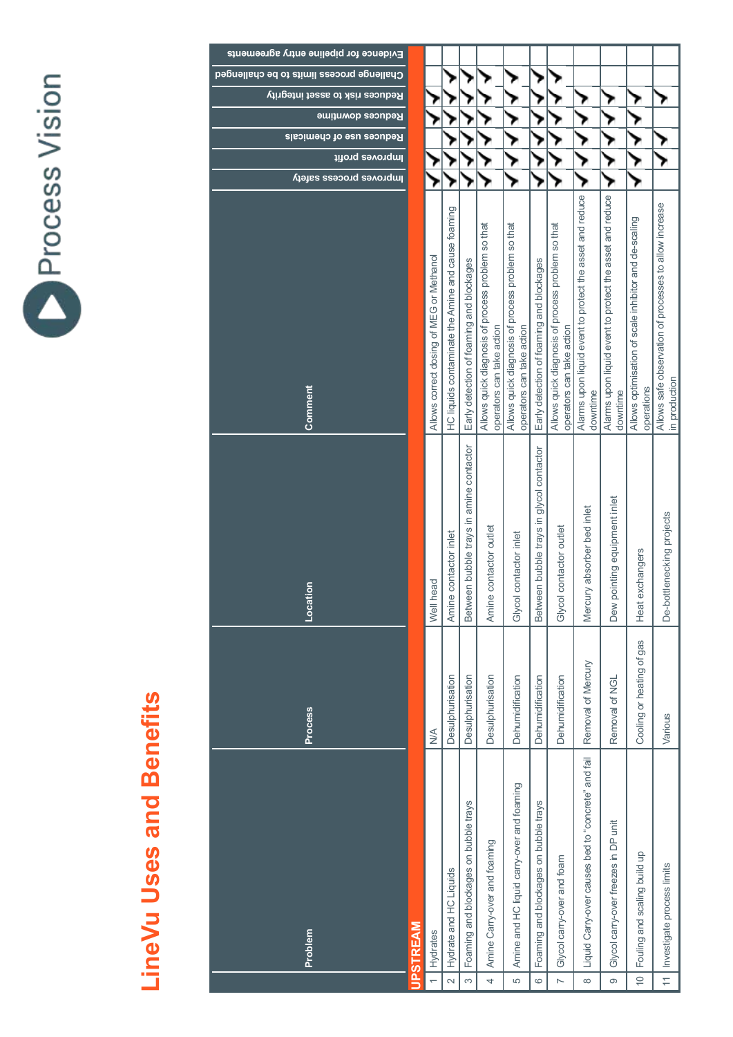# LineVu Uses and Benefits

| | Problem | Process | Location | Comment | Improves process safety | Improves profit | Reduces use of chemicals | Reduces downtime | Reduces risk to asset integrity | Challenge process limits to be challenged | Evidence for pipeline entry agreements |
|---|---|---|---|---|---|---|---|---|---|---|---|
| **UPSTREAM** | | | | | | | | | | | |
| 1 | Hydrates | N/A | Well head | Allows correct dosing of MEG or Methanol | ✓ | ✓ | ✓ | ✓ | ✓ | | |
| 2 | Hydrate and HC Liquids | Desulphurisation | Amine contactor inlet | HC liquids contaminate the Amine and cause foaming | ✓ | ✓ | ✓ | ✓ | ✓ | ✓ | |
| 3 | Foaming and blockages on bubble trays | Desulphurisation | Between bubble trays in amine contactor | Early detection of foaming and blockages | ✓ | ✓ | ✓ | ✓ | ✓ | ✓ | |
| 4 | Amine Carry-over and foaming | Desulphurisation | Amine contactor outlet | Allows quick diagnosis of process problem so that operators can take action | ✓ | ✓ | ✓ | ✓ | ✓ | ✓ | |
| 5 | Amine and HC liquid carry-over and foaming | Dehumidification | Glycol contactor inlet | Allows quick diagnosis of process problem so that operators can take action | ✓ | ✓ | ✓ | ✓ | ✓ | ✓ | |
| 6 | Foaming and blockages on bubble trays | Dehumidification | Between bubble trays in glycol contactor | Early detection of foaming and blockages | ✓ | ✓ | ✓ | ✓ | ✓ | ✓ | |
| 7 | Glycol carry-over and foam | Dehumidification | Glycol contactor outlet | Allows quick diagnosis of process problem so that operators can take action | ✓ | ✓ | ✓ | ✓ | ✓ | ✓ | |
| 8 | Liquid Carry-over causes bed to "concrete" and fail | Removal of Mercury | Mercury absorber bed inlet | Alarms upon liquid event to protect the asset and reduce downtime | ✓ | ✓ | ✓ | ✓ | ✓ | | |
| 9 | Glycol carry-over freezes in DP unit | Removal of NGL | Dew pointing equipment inlet | Alarms upon liquid event to protect the asset and reduce downtime | ✓ | ✓ | ✓ | ✓ | ✓ | | |
| 10 | Fouling and scaling build up | Cooling or heating of gas | Heat exchangers | Allows optimisation of scale inhibitor and de-scaling operations | ✓ | ✓ | ✓ | ✓ | ✓ | | |
| 11 | Investigate process limits | Various | De-bottlenecking projects | Allows safe observation of processes to allow increase in production | | ✓ | ✓ | | ✓ | | |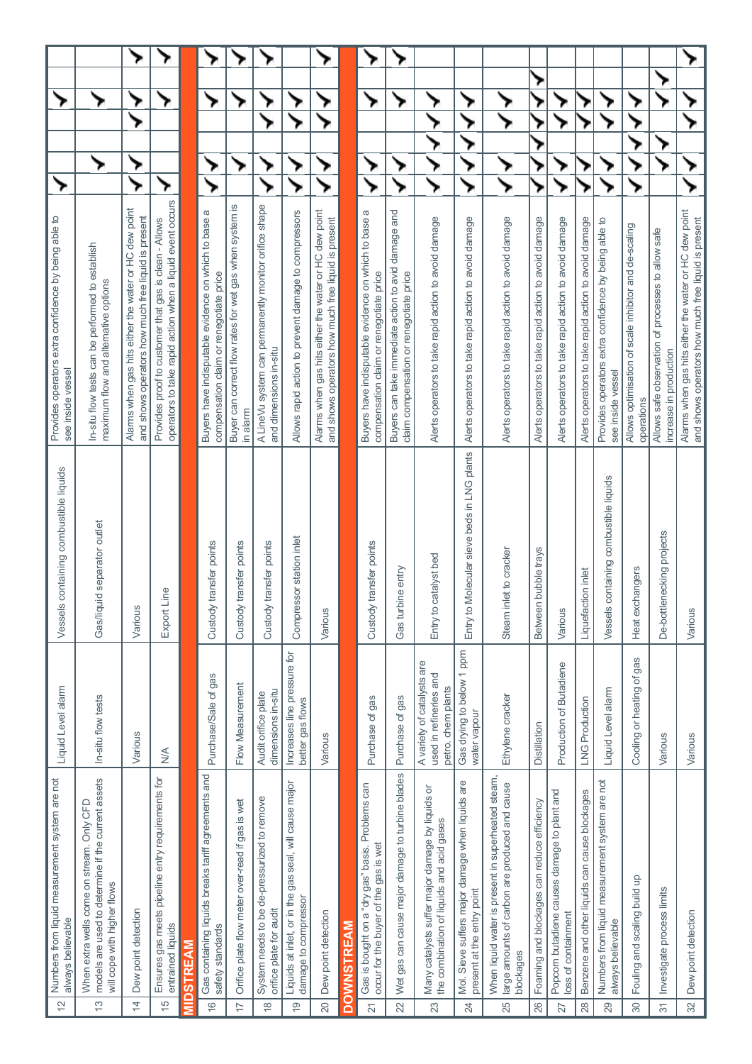| # | Problem / Description | Application | Location | Benefit | | | | |
|---|---|---|---|---|---|---|---|---|
| 12 | Numbers from liquid measurement system are not always believable | Liquid Level alarm | Vessels containing combustible liquids | Provides operators extra confidence by being able to see inside vessel | ✓ | | ✓ | |
| 13 | When extra wells come on stream. Only CFD models are used to determine if the current assets will cope with higher flows | In-situ flow tests | Gas/liquid separator outlet | In-situ flow tests can be performed to establish maximum flow and alternative options | ✓ | | ✓ | |
| 14 | Dew point detection | Various | Various | Alarms when gas hits either the water or HC dew point and shows operators how much free liquid is present | ✓ | ✓ | ✓ | ✓ |
| 15 | Ensures gas meets pipeline entry requirements for entrained liquids | N/A | Export Line | Provides proof to customer that gas is clean - Allows operators to take rapid action when a liquid event occurs | ✓ | | ✓ | ✓ |
| **MIDSTREAM** | | | | | | | | |
| 16 | Gas containing liquids breaks tariff agreements and safety standards | Purchase/Sale of gas | Custody transfer points | Buyers have indisputable evidence on which to base a compensation claim or renegotiate price | ✓ | | ✓ | ✓ |
| 17 | Orifice plate flow meter over-read if gas is wet | Flow Measurement | Custody transfer points | Buyer can correct flow rates for wet gas when system is in alarm | ✓ | | ✓ | ✓ |
| 18 | System needs to be de-pressurized to remove orifice plate for audit | Audit orifice plate dimensions in-situ | Custody transfer points | A LineVu system can permanently monitor orifice shape and dimensions in-situ | ✓ | ✓ | ✓ | ✓ |
| 19 | Liquids at inlet, or in the gas seal, will cause major damage to compressor | Increases line pressure for better gas flows | Compressor station inlet | Allows rapid action to prevent damage to compressors | ✓ | ✓ | ✓ | |
| 20 | Dew point detection | Various | Various | Alarms when gas hits either the water or HC dew point and shows operators how much free liquid is present | ✓ | ✓ | ✓ | ✓ |
| **DOWNSTREAM** | | | | | | | | |
| 21 | Gas is bought on a "dry gas" basis. Problems can occur for the buyer of the gas is wet | Purchase of gas | Custody transfer points | Buyers have indisputable evidence on which to base a compensation claim or renegotiate price | ✓ | | ✓ | ✓ |
| 22 | Wet gas can cause major damage to turbine blades | Purchase of gas | Gas turbine entry | Buyers can take immediate action to avid damage and claim compensation or renegotiate price | ✓ | | | ✓ |
| 23 | Many catalysts suffer major damage by liquids or the combination of liquids and acid gases | A variety of catalysts are used in refineries and petro. chem plants | Entry to catalyst bed | Alerts operators to take rapid action to avoid damage | ✓ | ✓ | ✓ | |
| 24 | Mol. Sieve suffers major damage when liquids are present at the entry point | Gas drying to below 1 ppm water vapour | Entry to Molecular sieve beds in LNG plants | Alerts operators to take rapid action to avoid damage | ✓ | ✓ | ✓ | |
| 25 | When liquid water is present in superheated steam, large amounts of carbon are produced and cause blockages | Ethylene cracker | Steam inlet to cracker | Alerts operators to take rapid action to avoid damage | ✓ | | ✓ | |
| 26 | Foaming and blockages can reduce efficiency | Distillation | Between bubble trays | Alerts operators to take rapid action to avoid damage | ✓ | ✓ | ✓ | |
| 27 | Popcorn butadiene causes damage to plant and loss of containment | Production of Butadiene | Various | Alerts operators to take rapid action to avoid damage | ✓ | ✓ | ✓ | |
| 28 | Benzene and other liquids can cause blockages | LNG Production | Liquefaction inlet | Alerts operators to take rapid action to avoid damage | ✓ | ✓ | ✓ | |
| 29 | Numbers from liquid measurement system are not always believable | Liquid Level alarm | Vessels containing combustible liquids | Provides operators extra confidence by being able to see inside vessel | ✓ | ✓ | ✓ | |
| 30 | Fouling and scaling build up | Cooling or heating of gas | Heat exchangers | Allows optimisation of scale inhibitor and de-scaling operations | ✓ | ✓ | ✓ | |
| 31 | Investigate process limits | Various | De-bottlenecking projects | Allows safe observation of processes to allow safe increase in production | ✓ | ✓ | ✓ | |
| 32 | Dew point detection | Various | Various | Alarms when gas hits either the water or HC dew point and shows operators how much free liquid is present | ✓ | | ✓ | ✓ |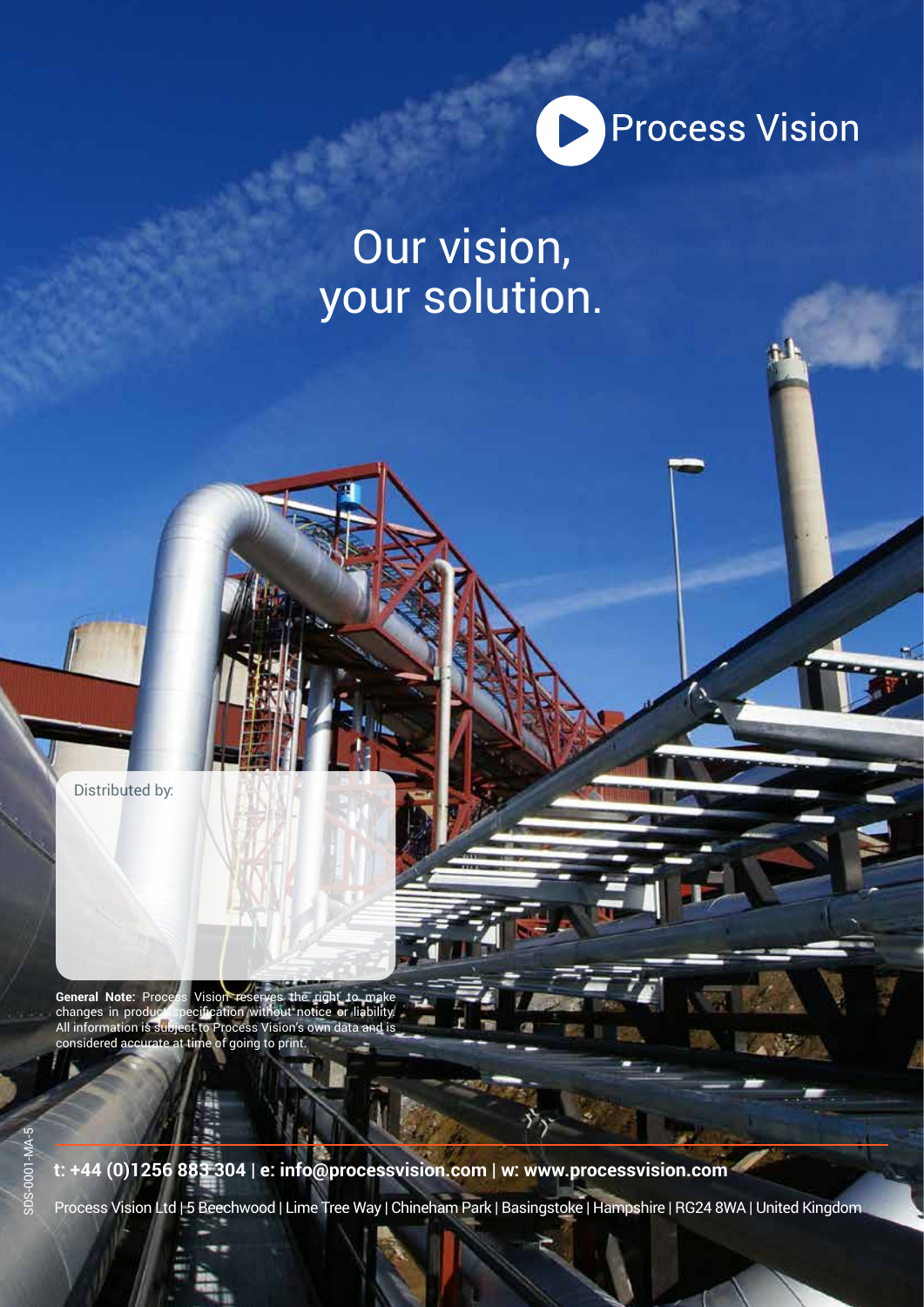Process Vision

# Our vision, your solution.

Distributed by:

**General Note:** Process Vision reserves the right to make changes in product specification without notice or liability. All information is subject to Process Vision's own data and is considered accurate at time of going to print.

SDS-0001-MA-5

**t: +44 (0)1256 883 304 | e: info@processvision.com | w: www.processvision.com**

Process Vision Ltd | 5 Beechwood | Lime Tree Way | Chineham Park | Basingstoke | Hampshire | RG24 8WA | United Kingdom